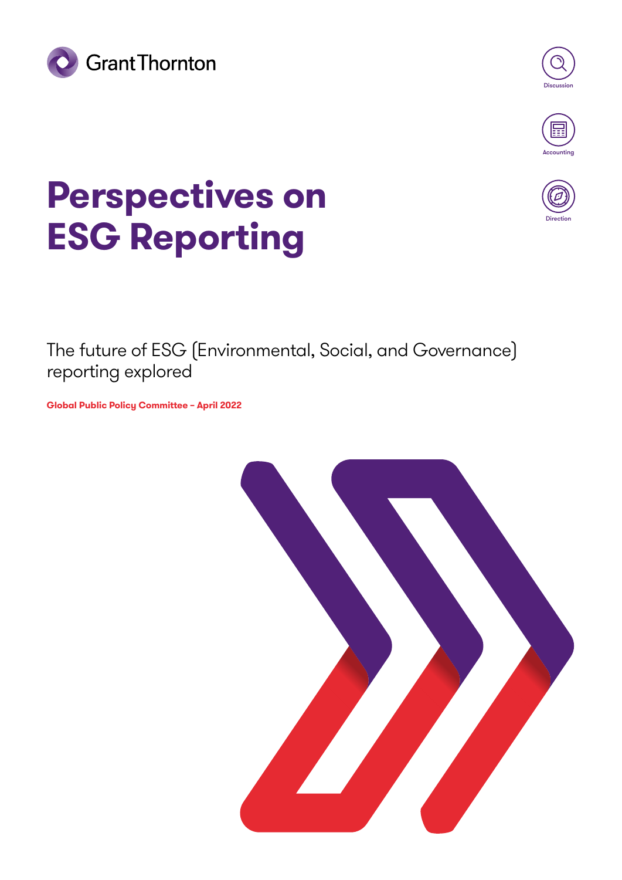Grant Thornton

Discussion

Accounting

Direction

# Perspectives on ESG Reporting

The future of ESG (Environmental, Social, and Governance) reporting explored

**Global Public Policy Committee – April 2022**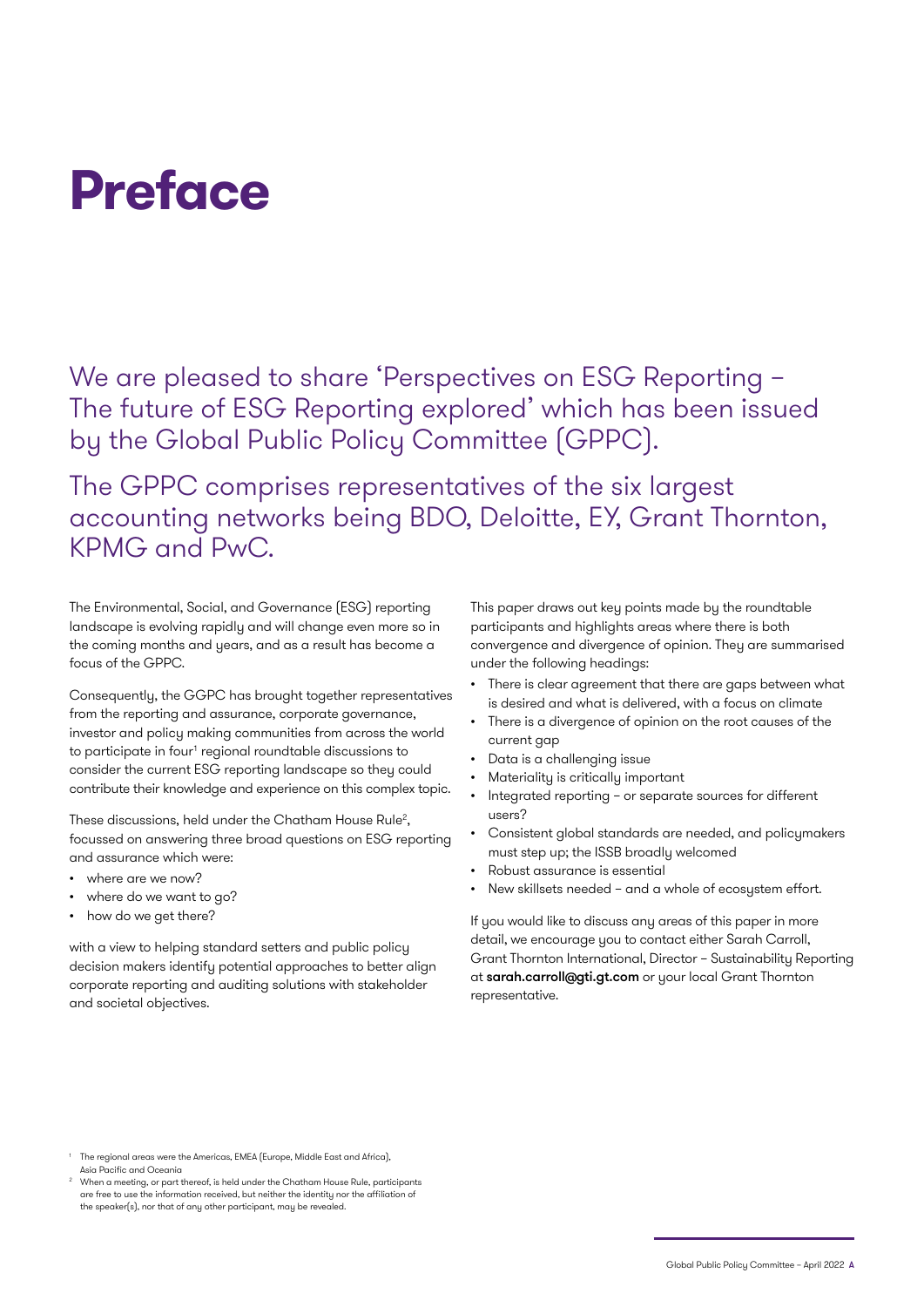# Preface

We are pleased to share 'Perspectives on ESG Reporting – The future of ESG Reporting explored' which has been issued by the Global Public Policy Committee (GPPC).

The GPPC comprises representatives of the six largest accounting networks being BDO, Deloitte, EY, Grant Thornton, KPMG and PwC.

The Environmental, Social, and Governance (ESG) reporting landscape is evolving rapidly and will change even more so in the coming months and years, and as a result has become a focus of the GPPC.

Consequently, the GGPC has brought together representatives from the reporting and assurance, corporate governance, investor and policy making communities from across the world to participate in four[1] regional roundtable discussions to consider the current ESG reporting landscape so they could contribute their knowledge and experience on this complex topic.

These discussions, held under the Chatham House Rule[2], focussed on answering three broad questions on ESG reporting and assurance which were:

- where are we now?
- where do we want to go?
- how do we get there?

with a view to helping standard setters and public policy decision makers identify potential approaches to better align corporate reporting and auditing solutions with stakeholder and societal objectives.

This paper draws out key points made by the roundtable participants and highlights areas where there is both convergence and divergence of opinion. They are summarised under the following headings:

- There is clear agreement that there are gaps between what is desired and what is delivered, with a focus on climate
- There is a divergence of opinion on the root causes of the current gap
- Data is a challenging issue
- Materiality is critically important
- Integrated reporting – or separate sources for different users?
- Consistent global standards are needed, and policymakers must step up; the ISSB broadly welcomed
- Robust assurance is essential
- New skillsets needed – and a whole of ecosystem effort.

If you would like to discuss any areas of this paper in more detail, we encourage you to contact either Sarah Carroll, Grant Thornton International, Director – Sustainability Reporting at **sarah.carroll@gti.gt.com** or your local Grant Thornton representative.

[1] The regional areas were the Americas, EMEA (Europe, Middle East and Africa), Asia Pacific and Oceania

[2] When a meeting, or part thereof, is held under the Chatham House Rule, participants are free to use the information received, but neither the identity nor the affiliation of the speaker(s), nor that of any other participant, may be revealed.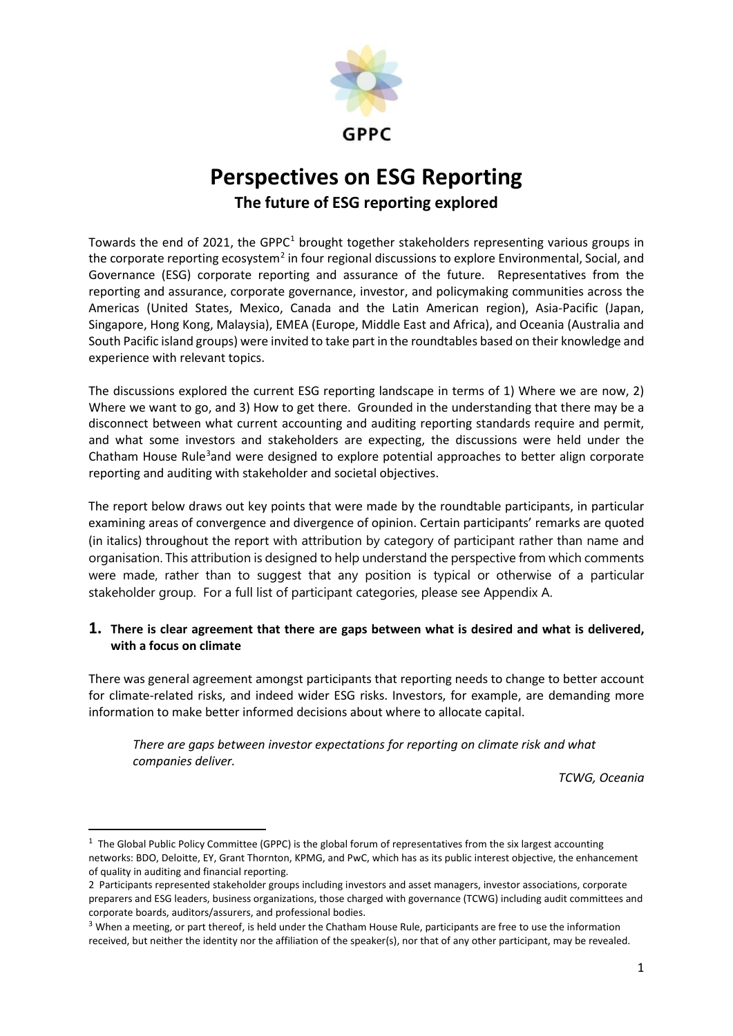# Perspectives on ESG Reporting

## The future of ESG reporting explored

Towards the end of 2021, the GPPC[1] brought together stakeholders representing various groups in the corporate reporting ecosystem[2] in four regional discussions to explore Environmental, Social, and Governance (ESG) corporate reporting and assurance of the future. Representatives from the reporting and assurance, corporate governance, investor, and policymaking communities across the Americas (United States, Mexico, Canada and the Latin American region), Asia-Pacific (Japan, Singapore, Hong Kong, Malaysia), EMEA (Europe, Middle East and Africa), and Oceania (Australia and South Pacific island groups) were invited to take part in the roundtables based on their knowledge and experience with relevant topics.

The discussions explored the current ESG reporting landscape in terms of 1) Where we are now, 2) Where we want to go, and 3) How to get there. Grounded in the understanding that there may be a disconnect between what current accounting and auditing reporting standards require and permit, and what some investors and stakeholders are expecting, the discussions were held under the Chatham House Rule[3] and were designed to explore potential approaches to better align corporate reporting and auditing with stakeholder and societal objectives.

The report below draws out key points that were made by the roundtable participants, in particular examining areas of convergence and divergence of opinion. Certain participants' remarks are quoted (in italics) throughout the report with attribution by category of participant rather than name and organisation. This attribution is designed to help understand the perspective from which comments were made, rather than to suggest that any position is typical or otherwise of a particular stakeholder group. For a full list of participant categories, please see Appendix A.

### 1. There is clear agreement that there are gaps between what is desired and what is delivered, with a focus on climate

There was general agreement amongst participants that reporting needs to change to better account for climate-related risks, and indeed wider ESG risks. Investors, for example, are demanding more information to make better informed decisions about where to allocate capital.

> *There are gaps between investor expectations for reporting on climate risk and what companies deliver.*
>
> *TCWG, Oceania*

---

[1] The Global Public Policy Committee (GPPC) is the global forum of representatives from the six largest accounting networks: BDO, Deloitte, EY, Grant Thornton, KPMG, and PwC, which has as its public interest objective, the enhancement of quality in auditing and financial reporting.

[2] Participants represented stakeholder groups including investors and asset managers, investor associations, corporate preparers and ESG leaders, business organizations, those charged with governance (TCWG) including audit committees and corporate boards, auditors/assurers, and professional bodies.

[3] When a meeting, or part thereof, is held under the Chatham House Rule, participants are free to use the information received, but neither the identity nor the affiliation of the speaker(s), nor that of any other participant, may be revealed.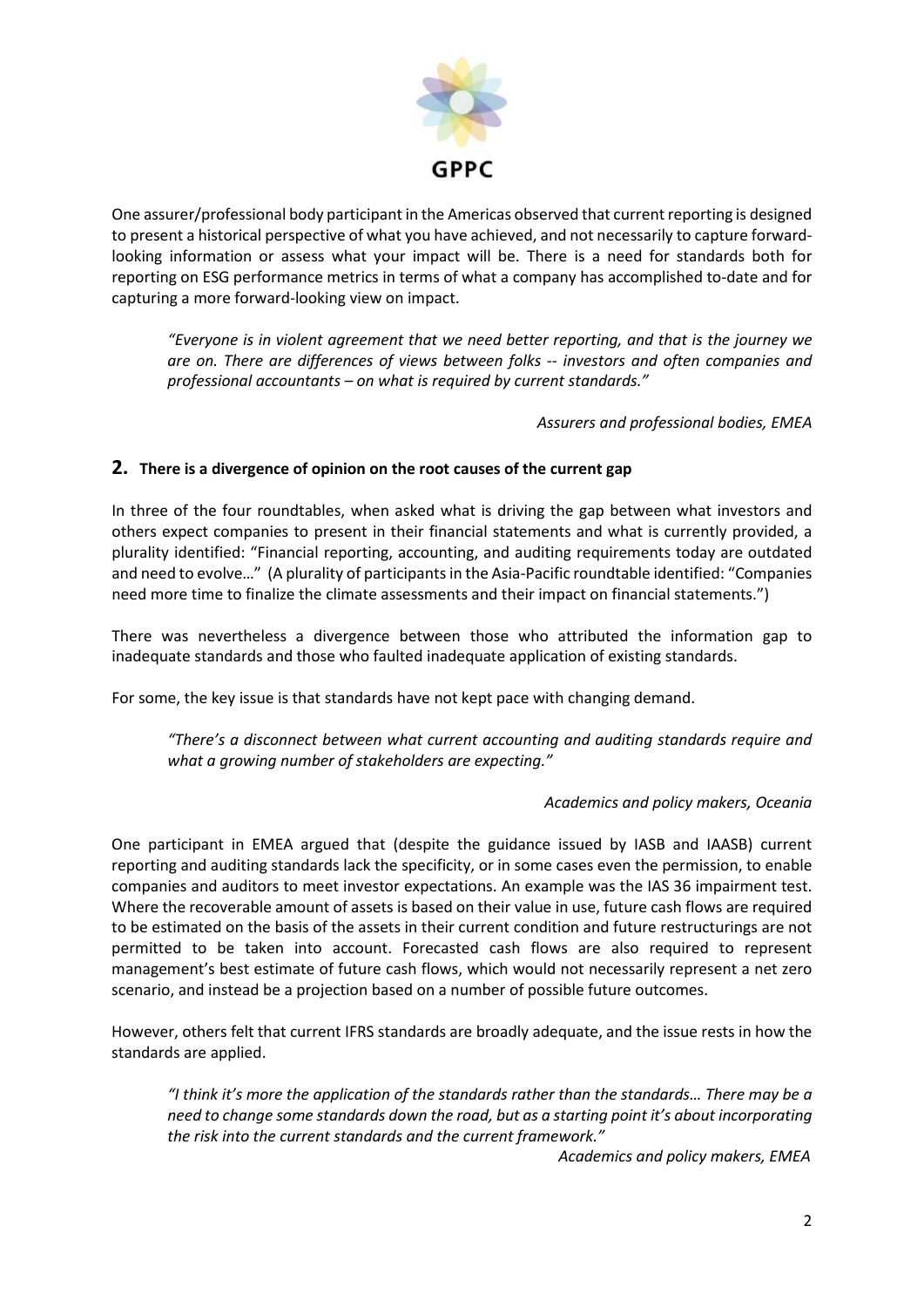One assurer/professional body participant in the Americas observed that current reporting is designed to present a historical perspective of what you have achieved, and not necessarily to capture forward-looking information or assess what your impact will be. There is a need for standards both for reporting on ESG performance metrics in terms of what a company has accomplished to-date and for capturing a more forward-looking view on impact.

> *"Everyone is in violent agreement that we need better reporting, and that is the journey we are on. There are differences of views between folks -- investors and often companies and professional accountants – on what is required by current standards."*
>
> *Assurers and professional bodies, EMEA*

## 2. There is a divergence of opinion on the root causes of the current gap

In three of the four roundtables, when asked what is driving the gap between what investors and others expect companies to present in their financial statements and what is currently provided, a plurality identified: "Financial reporting, accounting, and auditing requirements today are outdated and need to evolve…" (A plurality of participants in the Asia-Pacific roundtable identified: "Companies need more time to finalize the climate assessments and their impact on financial statements.")

There was nevertheless a divergence between those who attributed the information gap to inadequate standards and those who faulted inadequate application of existing standards.

For some, the key issue is that standards have not kept pace with changing demand.

> *"There's a disconnect between what current accounting and auditing standards require and what a growing number of stakeholders are expecting."*
>
> *Academics and policy makers, Oceania*

One participant in EMEA argued that (despite the guidance issued by IASB and IAASB) current reporting and auditing standards lack the specificity, or in some cases even the permission, to enable companies and auditors to meet investor expectations. An example was the IAS 36 impairment test. Where the recoverable amount of assets is based on their value in use, future cash flows are required to be estimated on the basis of the assets in their current condition and future restructurings are not permitted to be taken into account. Forecasted cash flows are also required to represent management's best estimate of future cash flows, which would not necessarily represent a net zero scenario, and instead be a projection based on a number of possible future outcomes.

However, others felt that current IFRS standards are broadly adequate, and the issue rests in how the standards are applied.

> *"I think it's more the application of the standards rather than the standards… There may be a need to change some standards down the road, but as a starting point it's about incorporating the risk into the current standards and the current framework."*
>
> *Academics and policy makers, EMEA*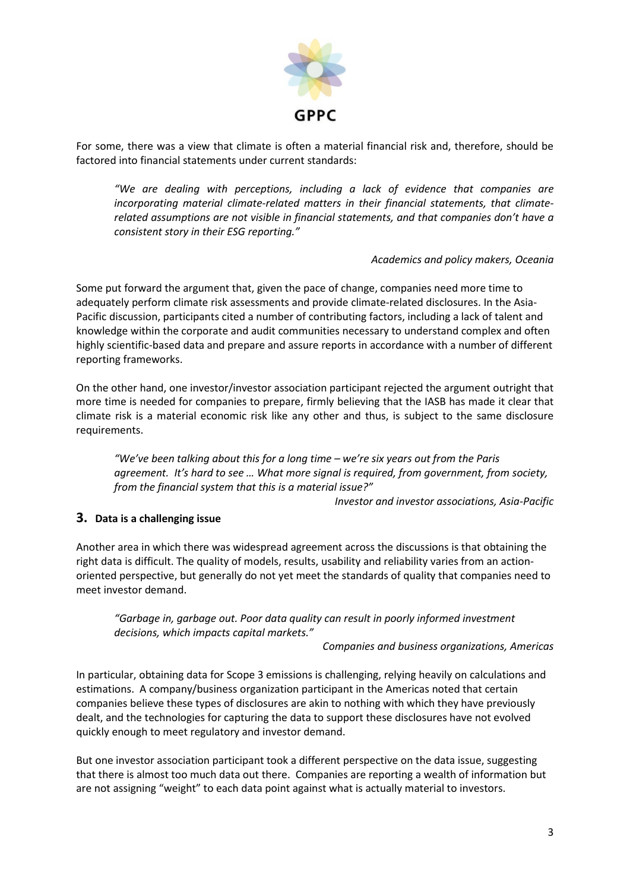For some, there was a view that climate is often a material financial risk and, therefore, should be factored into financial statements under current standards:

> *"We are dealing with perceptions, including a lack of evidence that companies are incorporating material climate-related matters in their financial statements, that climate-related assumptions are not visible in financial statements, and that companies don't have a consistent story in their ESG reporting."*
>
> *Academics and policy makers, Oceania*

Some put forward the argument that, given the pace of change, companies need more time to adequately perform climate risk assessments and provide climate-related disclosures. In the Asia-Pacific discussion, participants cited a number of contributing factors, including a lack of talent and knowledge within the corporate and audit communities necessary to understand complex and often highly scientific-based data and prepare and assure reports in accordance with a number of different reporting frameworks.

On the other hand, one investor/investor association participant rejected the argument outright that more time is needed for companies to prepare, firmly believing that the IASB has made it clear that climate risk is a material economic risk like any other and thus, is subject to the same disclosure requirements.

> *"We've been talking about this for a long time – we're six years out from the Paris agreement. It's hard to see … What more signal is required, from government, from society, from the financial system that this is a material issue?"*
>
> *Investor and investor associations, Asia-Pacific*

## 3. Data is a challenging issue

Another area in which there was widespread agreement across the discussions is that obtaining the right data is difficult. The quality of models, results, usability and reliability varies from an action-oriented perspective, but generally do not yet meet the standards of quality that companies need to meet investor demand.

> *"Garbage in, garbage out. Poor data quality can result in poorly informed investment decisions, which impacts capital markets."*
>
> *Companies and business organizations, Americas*

In particular, obtaining data for Scope 3 emissions is challenging, relying heavily on calculations and estimations. A company/business organization participant in the Americas noted that certain companies believe these types of disclosures are akin to nothing with which they have previously dealt, and the technologies for capturing the data to support these disclosures have not evolved quickly enough to meet regulatory and investor demand.

But one investor association participant took a different perspective on the data issue, suggesting that there is almost too much data out there. Companies are reporting a wealth of information but are not assigning "weight" to each data point against what is actually material to investors.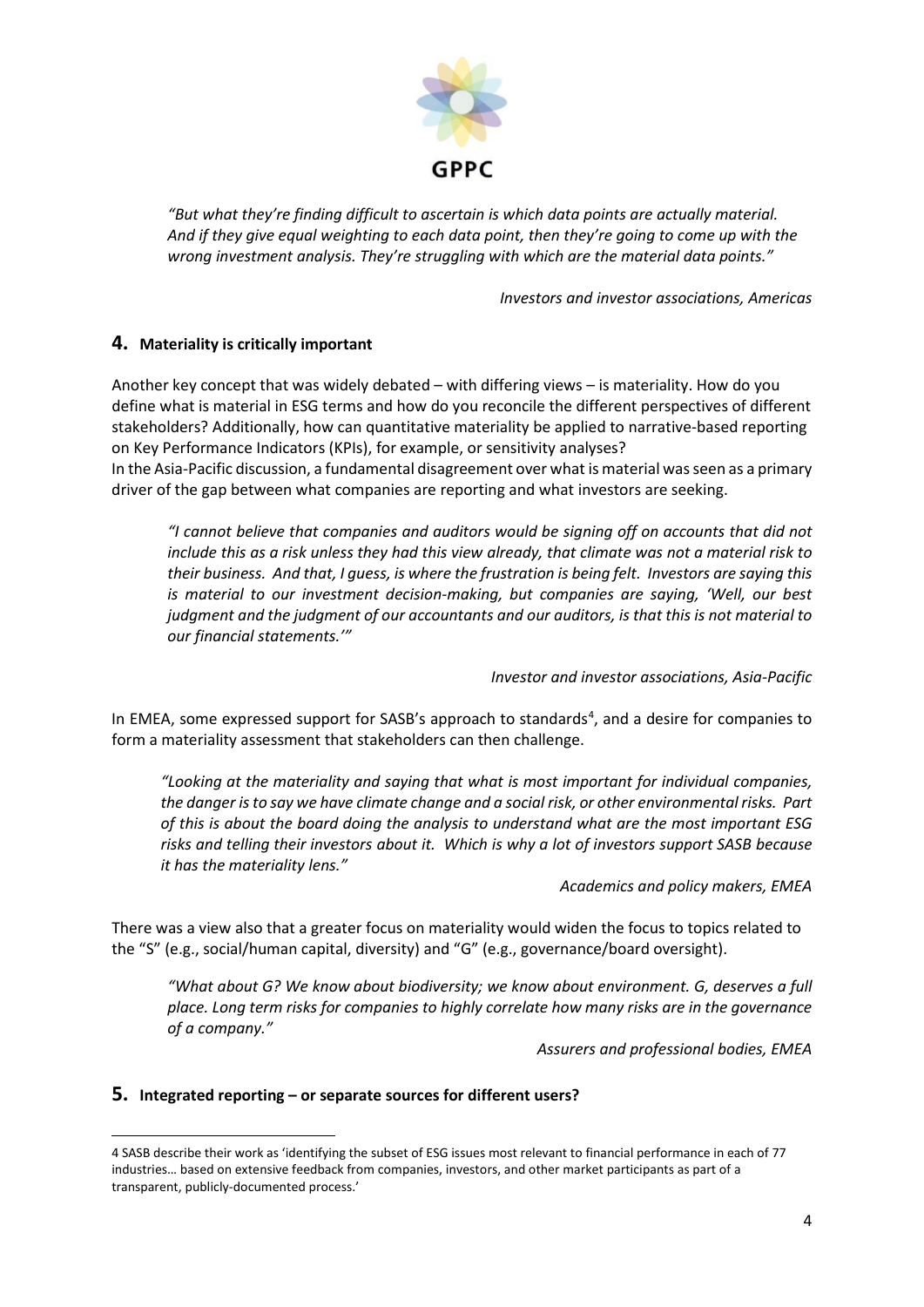*"But what they're finding difficult to ascertain is which data points are actually material. And if they give equal weighting to each data point, then they're going to come up with the wrong investment analysis. They're struggling with which are the material data points."*

*Investors and investor associations, Americas*

## 4. Materiality is critically important

Another key concept that was widely debated – with differing views – is materiality. How do you define what is material in ESG terms and how do you reconcile the different perspectives of different stakeholders? Additionally, how can quantitative materiality be applied to narrative-based reporting on Key Performance Indicators (KPIs), for example, or sensitivity analyses?

In the Asia-Pacific discussion, a fundamental disagreement over what is material was seen as a primary driver of the gap between what companies are reporting and what investors are seeking.

*"I cannot believe that companies and auditors would be signing off on accounts that did not include this as a risk unless they had this view already, that climate was not a material risk to their business. And that, I guess, is where the frustration is being felt. Investors are saying this is material to our investment decision-making, but companies are saying, 'Well, our best judgment and the judgment of our accountants and our auditors, is that this is not material to our financial statements.'"*

*Investor and investor associations, Asia-Pacific*

In EMEA, some expressed support for SASB's approach to standards[4], and a desire for companies to form a materiality assessment that stakeholders can then challenge.

*"Looking at the materiality and saying that what is most important for individual companies, the danger is to say we have climate change and a social risk, or other environmental risks. Part of this is about the board doing the analysis to understand what are the most important ESG risks and telling their investors about it. Which is why a lot of investors support SASB because it has the materiality lens."*

*Academics and policy makers, EMEA*

There was a view also that a greater focus on materiality would widen the focus to topics related to the "S" (e.g., social/human capital, diversity) and "G" (e.g., governance/board oversight).

*"What about G? We know about biodiversity; we know about environment. G, deserves a full place. Long term risks for companies to highly correlate how many risks are in the governance of a company."*

*Assurers and professional bodies, EMEA*

## 5. Integrated reporting – or separate sources for different users?

---

4 SASB describe their work as 'identifying the subset of ESG issues most relevant to financial performance in each of 77 industries… based on extensive feedback from companies, investors, and other market participants as part of a transparent, publicly-documented process.'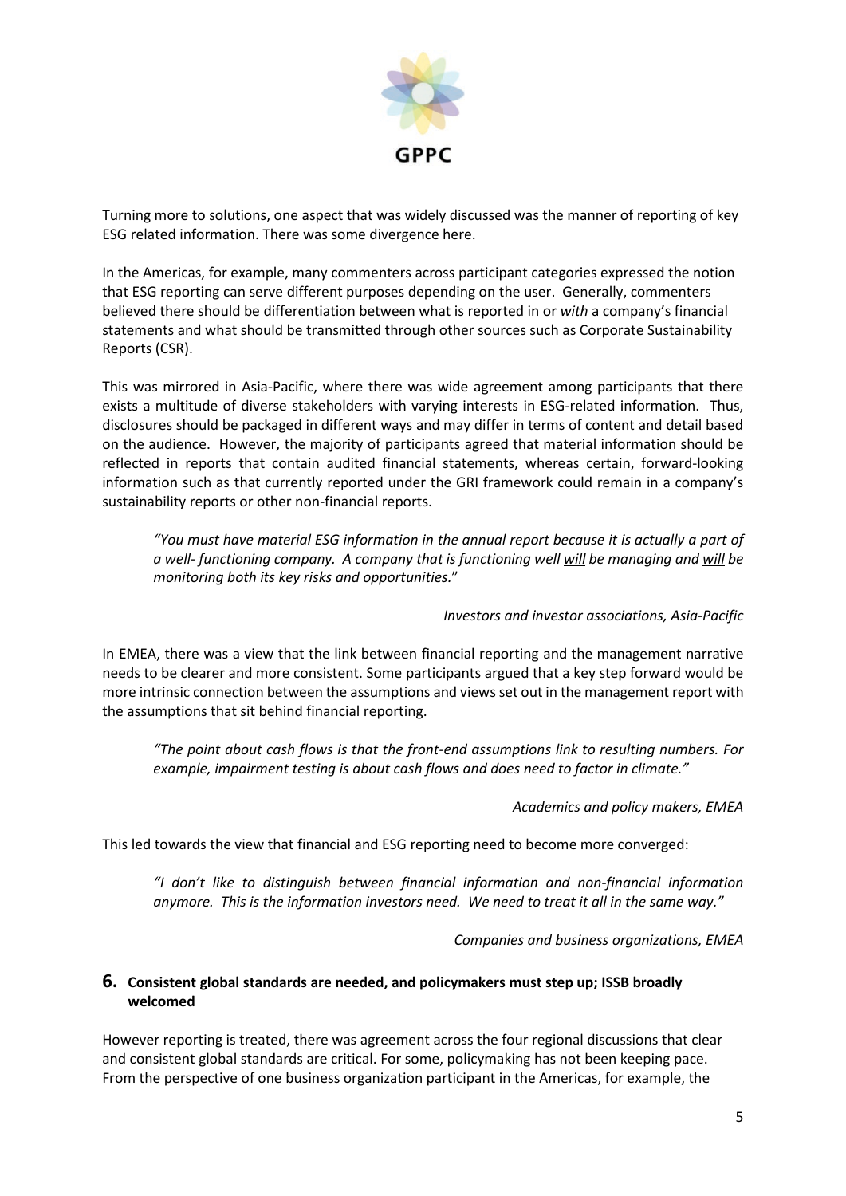Turning more to solutions, one aspect that was widely discussed was the manner of reporting of key ESG related information. There was some divergence here.

In the Americas, for example, many commenters across participant categories expressed the notion that ESG reporting can serve different purposes depending on the user. Generally, commenters believed there should be differentiation between what is reported in or *with* a company's financial statements and what should be transmitted through other sources such as Corporate Sustainability Reports (CSR).

This was mirrored in Asia-Pacific, where there was wide agreement among participants that there exists a multitude of diverse stakeholders with varying interests in ESG-related information. Thus, disclosures should be packaged in different ways and may differ in terms of content and detail based on the audience. However, the majority of participants agreed that material information should be reflected in reports that contain audited financial statements, whereas certain, forward-looking information such as that currently reported under the GRI framework could remain in a company's sustainability reports or other non-financial reports.

> *"You must have material ESG information in the annual report because it is actually a part of a well- functioning company. A company that is functioning well <u>will</u> be managing and <u>will</u> be monitoring both its key risks and opportunities."*
>
> *Investors and investor associations, Asia-Pacific*

In EMEA, there was a view that the link between financial reporting and the management narrative needs to be clearer and more consistent. Some participants argued that a key step forward would be more intrinsic connection between the assumptions and views set out in the management report with the assumptions that sit behind financial reporting.

> *"The point about cash flows is that the front-end assumptions link to resulting numbers. For example, impairment testing is about cash flows and does need to factor in climate."*
>
> *Academics and policy makers, EMEA*

This led towards the view that financial and ESG reporting need to become more converged:

> *"I don't like to distinguish between financial information and non-financial information anymore. This is the information investors need. We need to treat it all in the same way."*
>
> *Companies and business organizations, EMEA*

## 6. Consistent global standards are needed, and policymakers must step up; ISSB broadly welcomed

However reporting is treated, there was agreement across the four regional discussions that clear and consistent global standards are critical. For some, policymaking has not been keeping pace. From the perspective of one business organization participant in the Americas, for example, the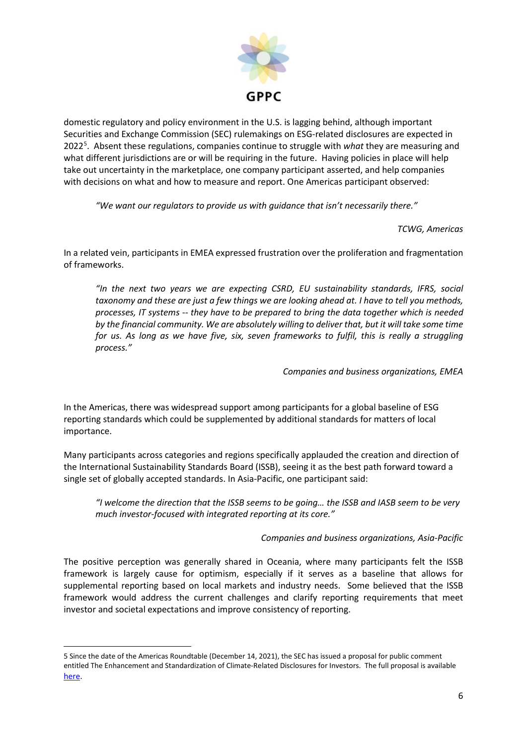domestic regulatory and policy environment in the U.S. is lagging behind, although important Securities and Exchange Commission (SEC) rulemakings on ESG-related disclosures are expected in 2022[5]. Absent these regulations, companies continue to struggle with *what* they are measuring and what different jurisdictions are or will be requiring in the future. Having policies in place will help take out uncertainty in the marketplace, one company participant asserted, and help companies with decisions on what and how to measure and report. One Americas participant observed:

> *"We want our regulators to provide us with guidance that isn't necessarily there."*
>
> *TCWG, Americas*

In a related vein, participants in EMEA expressed frustration over the proliferation and fragmentation of frameworks.

> *"In the next two years we are expecting CSRD, EU sustainability standards, IFRS, social taxonomy and these are just a few things we are looking ahead at. I have to tell you methods, processes, IT systems -- they have to be prepared to bring the data together which is needed by the financial community. We are absolutely willing to deliver that, but it will take some time for us. As long as we have five, six, seven frameworks to fulfil, this is really a struggling process."*
>
> *Companies and business organizations, EMEA*

In the Americas, there was widespread support among participants for a global baseline of ESG reporting standards which could be supplemented by additional standards for matters of local importance.

Many participants across categories and regions specifically applauded the creation and direction of the International Sustainability Standards Board (ISSB), seeing it as the best path forward toward a single set of globally accepted standards. In Asia-Pacific, one participant said:

> *"I welcome the direction that the ISSB seems to be going… the ISSB and IASB seem to be very much investor-focused with integrated reporting at its core."*
>
> *Companies and business organizations, Asia-Pacific*

The positive perception was generally shared in Oceania, where many participants felt the ISSB framework is largely cause for optimism, especially if it serves as a baseline that allows for supplemental reporting based on local markets and industry needs. Some believed that the ISSB framework would address the current challenges and clarify reporting requirements that meet investor and societal expectations and improve consistency of reporting.

---

5 Since the date of the Americas Roundtable (December 14, 2021), the SEC has issued a proposal for public comment entitled The Enhancement and Standardization of Climate-Related Disclosures for Investors. The full proposal is available here.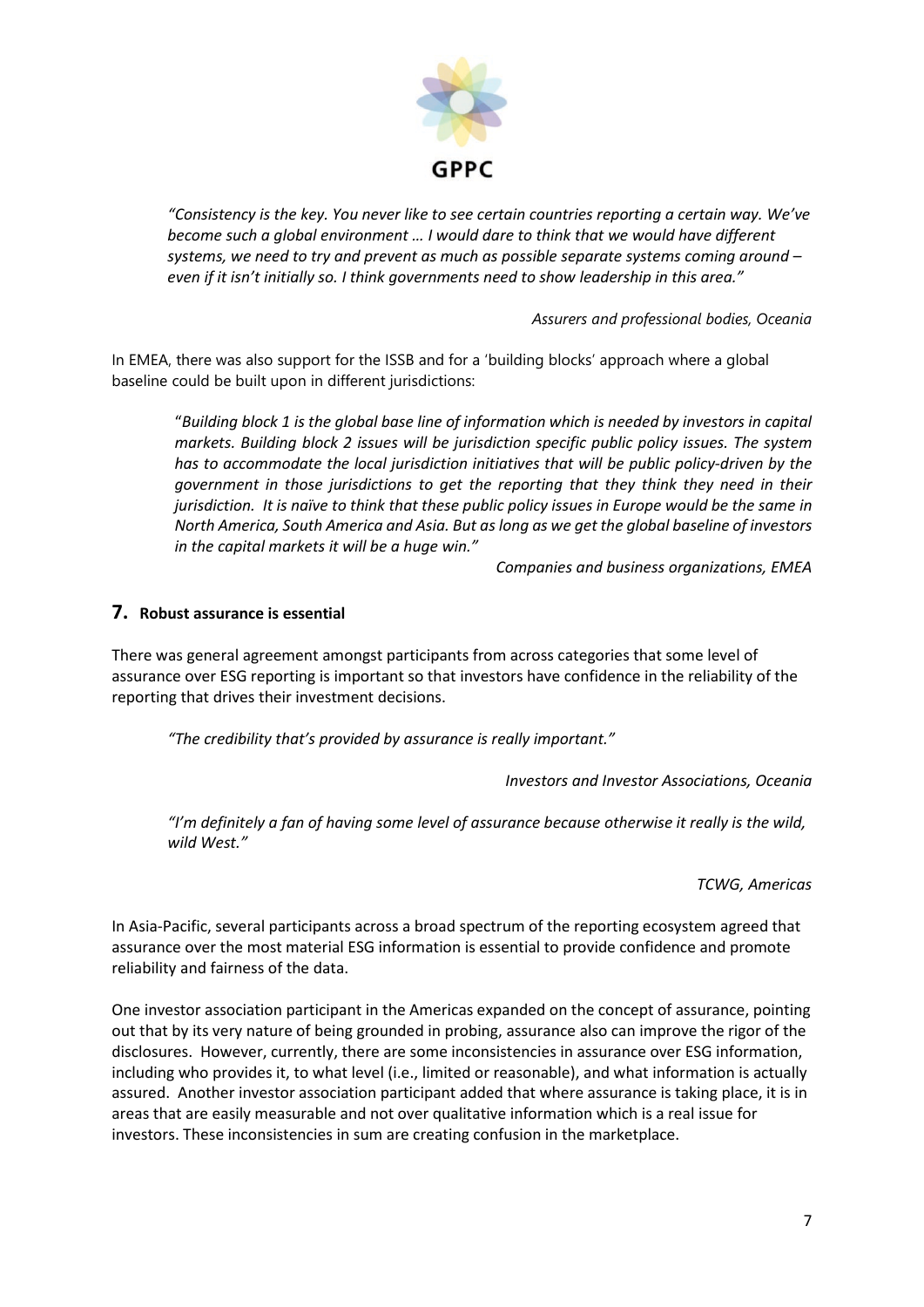*"Consistency is the key. You never like to see certain countries reporting a certain way. We've become such a global environment … I would dare to think that we would have different systems, we need to try and prevent as much as possible separate systems coming around – even if it isn't initially so. I think governments need to show leadership in this area."*

*Assurers and professional bodies, Oceania*

In EMEA, there was also support for the ISSB and for a 'building blocks' approach where a global baseline could be built upon in different jurisdictions:

"*Building block 1 is the global base line of information which is needed by investors in capital markets. Building block 2 issues will be jurisdiction specific public policy issues. The system has to accommodate the local jurisdiction initiatives that will be public policy-driven by the government in those jurisdictions to get the reporting that they think they need in their jurisdiction. It is naïve to think that these public policy issues in Europe would be the same in North America, South America and Asia. But as long as we get the global baseline of investors in the capital markets it will be a huge win."*

*Companies and business organizations, EMEA*

## 7. Robust assurance is essential

There was general agreement amongst participants from across categories that some level of assurance over ESG reporting is important so that investors have confidence in the reliability of the reporting that drives their investment decisions.

*"The credibility that's provided by assurance is really important."*

*Investors and Investor Associations, Oceania*

*"I'm definitely a fan of having some level of assurance because otherwise it really is the wild, wild West."*

*TCWG, Americas*

In Asia-Pacific, several participants across a broad spectrum of the reporting ecosystem agreed that assurance over the most material ESG information is essential to provide confidence and promote reliability and fairness of the data.

One investor association participant in the Americas expanded on the concept of assurance, pointing out that by its very nature of being grounded in probing, assurance also can improve the rigor of the disclosures. However, currently, there are some inconsistencies in assurance over ESG information, including who provides it, to what level (i.e., limited or reasonable), and what information is actually assured. Another investor association participant added that where assurance is taking place, it is in areas that are easily measurable and not over qualitative information which is a real issue for investors. These inconsistencies in sum are creating confusion in the marketplace.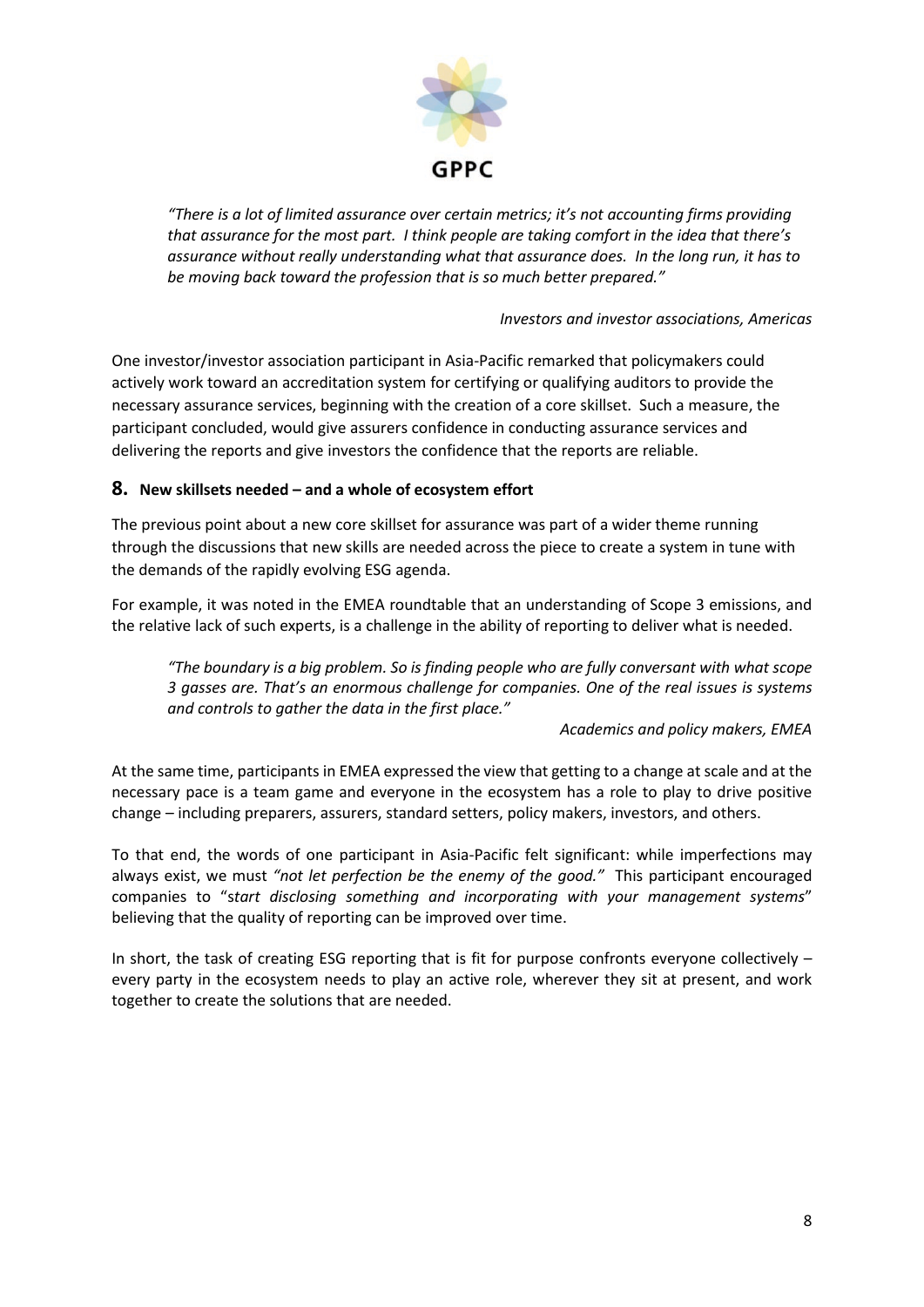*"There is a lot of limited assurance over certain metrics; it's not accounting firms providing that assurance for the most part. I think people are taking comfort in the idea that there's assurance without really understanding what that assurance does. In the long run, it has to be moving back toward the profession that is so much better prepared."*

*Investors and investor associations, Americas*

One investor/investor association participant in Asia-Pacific remarked that policymakers could actively work toward an accreditation system for certifying or qualifying auditors to provide the necessary assurance services, beginning with the creation of a core skillset. Such a measure, the participant concluded, would give assurers confidence in conducting assurance services and delivering the reports and give investors the confidence that the reports are reliable.

## 8. New skillsets needed – and a whole of ecosystem effort

The previous point about a new core skillset for assurance was part of a wider theme running through the discussions that new skills are needed across the piece to create a system in tune with the demands of the rapidly evolving ESG agenda.

For example, it was noted in the EMEA roundtable that an understanding of Scope 3 emissions, and the relative lack of such experts, is a challenge in the ability of reporting to deliver what is needed.

*"The boundary is a big problem. So is finding people who are fully conversant with what scope 3 gasses are. That's an enormous challenge for companies. One of the real issues is systems and controls to gather the data in the first place."*

*Academics and policy makers, EMEA*

At the same time, participants in EMEA expressed the view that getting to a change at scale and at the necessary pace is a team game and everyone in the ecosystem has a role to play to drive positive change – including preparers, assurers, standard setters, policy makers, investors, and others.

To that end, the words of one participant in Asia-Pacific felt significant: while imperfections may always exist, we must *"not let perfection be the enemy of the good."* This participant encouraged companies to "*start disclosing something and incorporating with your management systems*" believing that the quality of reporting can be improved over time.

In short, the task of creating ESG reporting that is fit for purpose confronts everyone collectively – every party in the ecosystem needs to play an active role, wherever they sit at present, and work together to create the solutions that are needed.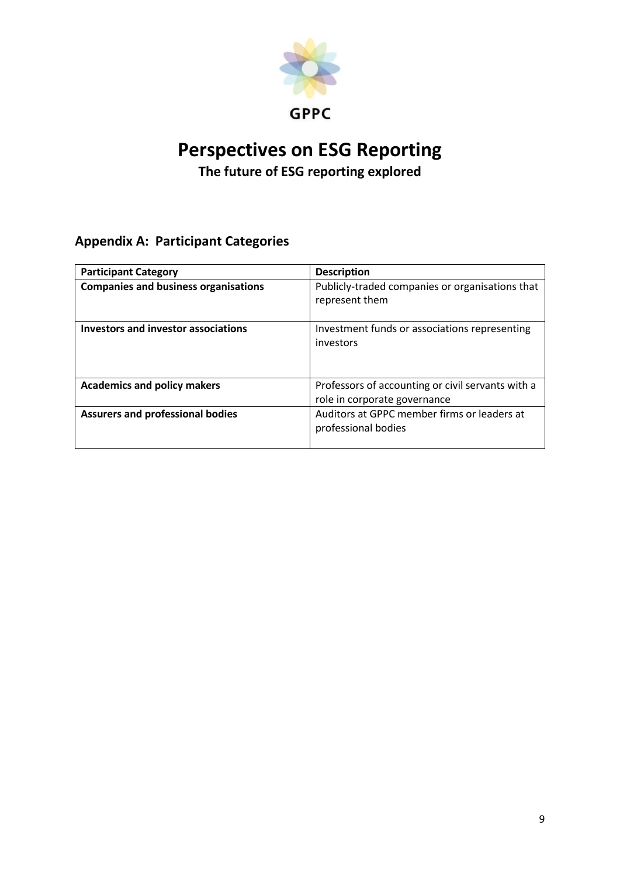GPPC

# Perspectives on ESG Reporting

**The future of ESG reporting explored**

## Appendix A: Participant Categories

| **Participant Category** | **Description** |
| --- | --- |
| **Companies and business organisations** | Publicly-traded companies or organisations that represent them |
| **Investors and investor associations** | Investment funds or associations representing investors |
| **Academics and policy makers** | Professors of accounting or civil servants with a role in corporate governance |
| **Assurers and professional bodies** | Auditors at GPPC member firms or leaders at professional bodies |